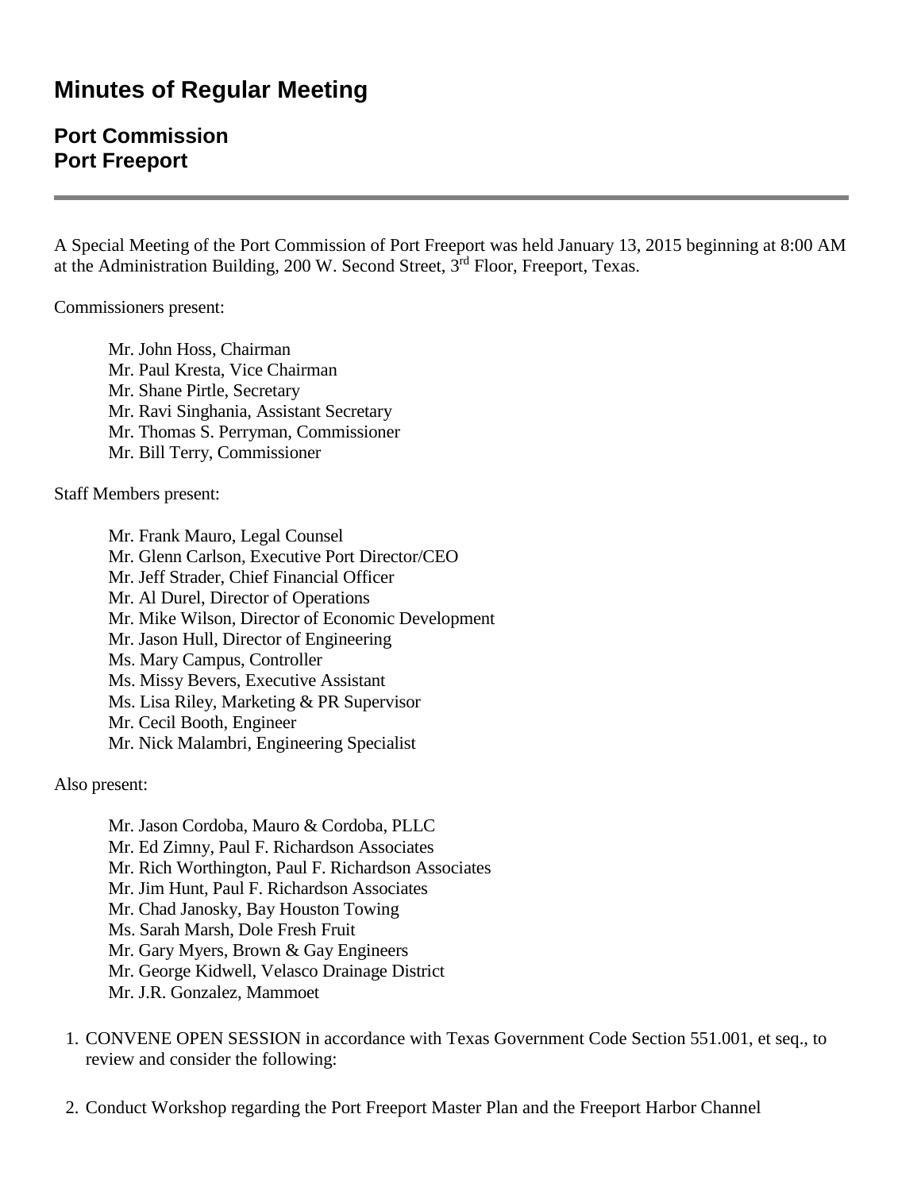# Minutes of Regular Meeting

## Port Commission
## Port Freeport

---

A Special Meeting of the Port Commission of Port Freeport was held January 13, 2015 beginning at 8:00 AM at the Administration Building, 200 W. Second Street, 3rd Floor, Freeport, Texas.

Commissioners present:

Mr. John Hoss, Chairman
Mr. Paul Kresta, Vice Chairman
Mr. Shane Pirtle, Secretary
Mr. Ravi Singhania, Assistant Secretary
Mr. Thomas S. Perryman, Commissioner
Mr. Bill Terry, Commissioner

Staff Members present:

Mr. Frank Mauro, Legal Counsel
Mr. Glenn Carlson, Executive Port Director/CEO
Mr. Jeff Strader, Chief Financial Officer
Mr. Al Durel, Director of Operations
Mr. Mike Wilson, Director of Economic Development
Mr. Jason Hull, Director of Engineering
Ms. Mary Campus, Controller
Ms. Missy Bevers, Executive Assistant
Ms. Lisa Riley, Marketing & PR Supervisor
Mr. Cecil Booth, Engineer
Mr. Nick Malambri, Engineering Specialist

Also present:

Mr. Jason Cordoba, Mauro & Cordoba, PLLC
Mr. Ed Zimny, Paul F. Richardson Associates
Mr. Rich Worthington, Paul F. Richardson Associates
Mr. Jim Hunt, Paul F. Richardson Associates
Mr. Chad Janosky, Bay Houston Towing
Ms. Sarah Marsh, Dole Fresh Fruit
Mr. Gary Myers, Brown & Gay Engineers
Mr. George Kidwell, Velasco Drainage District
Mr. J.R. Gonzalez, Mammoet

1. CONVENE OPEN SESSION in accordance with Texas Government Code Section 551.001, et seq., to review and consider the following:

2. Conduct Workshop regarding the Port Freeport Master Plan and the Freeport Harbor Channel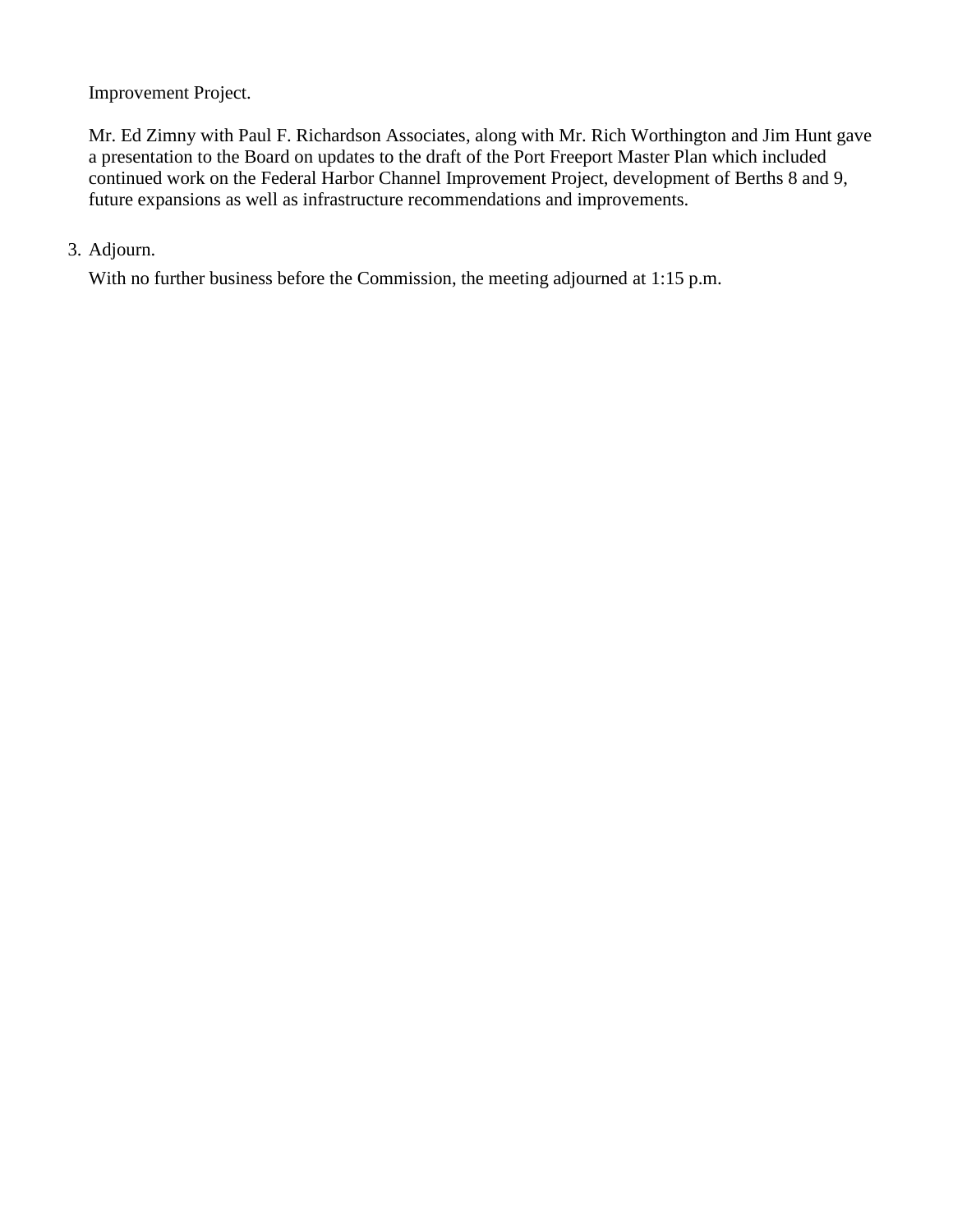Improvement Project.

Mr. Ed Zimny with Paul F. Richardson Associates, along with Mr. Rich Worthington and Jim Hunt gave a presentation to the Board on updates to the draft of the Port Freeport Master Plan which included continued work on the Federal Harbor Channel Improvement Project, development of Berths 8 and 9, future expansions as well as infrastructure recommendations and improvements.

3. Adjourn.

   With no further business before the Commission, the meeting adjourned at 1:15 p.m.